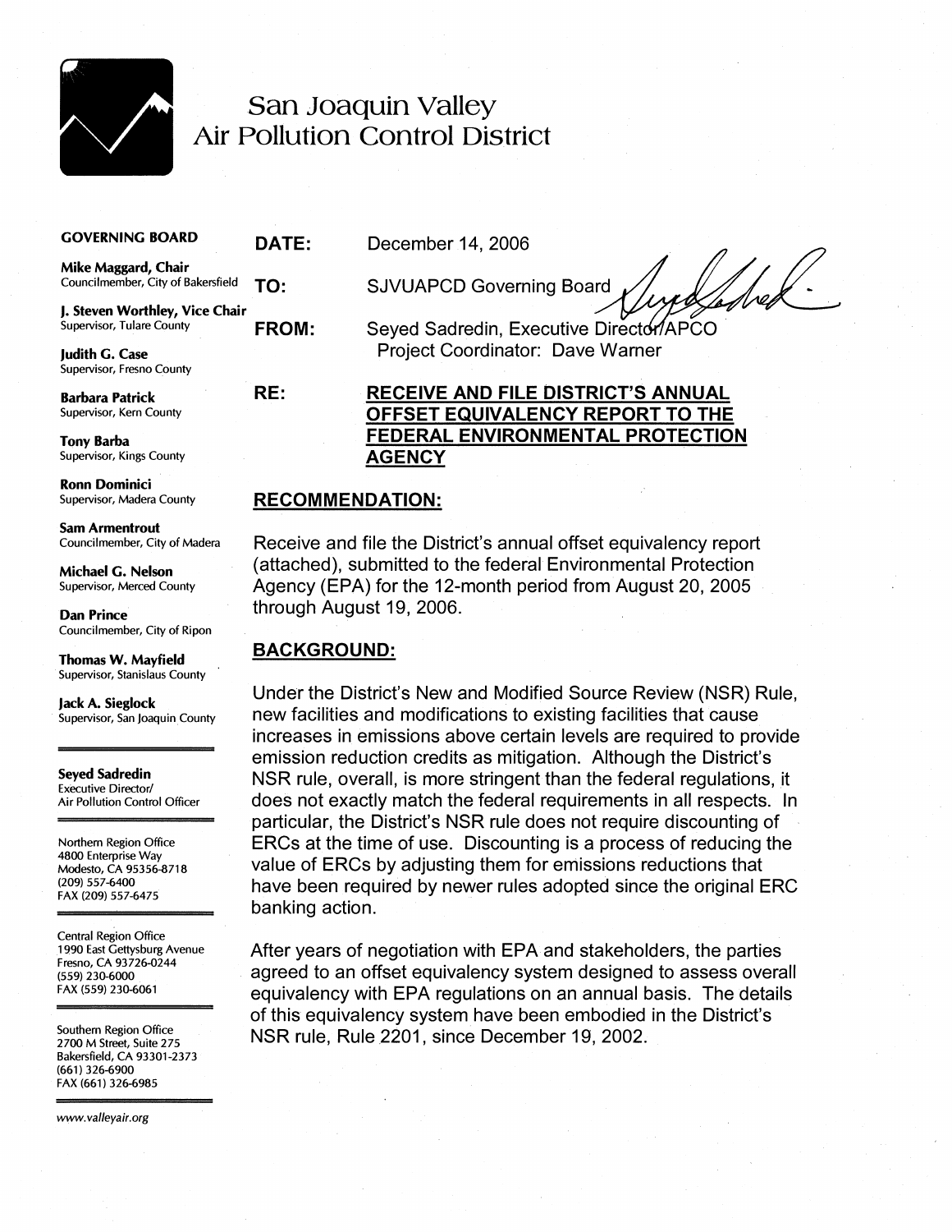# San Joaquin Valley Air Pollution Control District

**GOVERNING BOARD**

**Mike Maggard, Chair**
Councilmember, City of Bakersfield

**J. Steven Worthley, Vice Chair**
Supervisor, Tulare County

**Judith G. Case**
Supervisor, Fresno County

**Barbara Patrick**
Supervisor, Kern County

**Tony Barba**
Supervisor, Kings County

**Ronn Dominici**
Supervisor, Madera County

**Sam Armentrout**
Councilmember, City of Madera

**Michael G. Nelson**
Supervisor, Merced County

**Dan Prince**
Councilmember, City of Ripon

**Thomas W. Mayfield**
Supervisor, Stanislaus County

**Jack A. Sieglock**
Supervisor, San Joaquin County

---

**Seyed Sadredin**
Executive Director/
Air Pollution Control Officer

---

Northern Region Office
4800 Enterprise Way
Modesto, CA 95356-8718
(209) 557-6400
FAX (209) 557-6475

---

Central Region Office
1990 East Gettysburg Avenue
Fresno, CA 93726-0244
(559) 230-6000
FAX (559) 230-6061

---

Southern Region Office
2700 M Street, Suite 275
Bakersfield, CA 93301-2373
(661) 326-6900
FAX (661) 326-6985

---

www.valleyair.org

---

**DATE:** December 14, 2006

**TO:** SJVUAPCD Governing Board

**FROM:** Seyed Sadredin, Executive Director/APCO
Project Coordinator: Dave Warner

**RE:** **RECEIVE AND FILE DISTRICT'S ANNUAL OFFSET EQUIVALENCY REPORT TO THE FEDERAL ENVIRONMENTAL PROTECTION AGENCY**

## RECOMMENDATION:

Receive and file the District's annual offset equivalency report (attached), submitted to the federal Environmental Protection Agency (EPA) for the 12-month period from August 20, 2005 through August 19, 2006.

## BACKGROUND:

Under the District's New and Modified Source Review (NSR) Rule, new facilities and modifications to existing facilities that cause increases in emissions above certain levels are required to provide emission reduction credits as mitigation. Although the District's NSR rule, overall, is more stringent than the federal regulations, it does not exactly match the federal requirements in all respects. In particular, the District's NSR rule does not require discounting of ERCs at the time of use. Discounting is a process of reducing the value of ERCs by adjusting them for emissions reductions that have been required by newer rules adopted since the original ERC banking action.

After years of negotiation with EPA and stakeholders, the parties agreed to an offset equivalency system designed to assess overall equivalency with EPA regulations on an annual basis. The details of this equivalency system have been embodied in the District's NSR rule, Rule 2201, since December 19, 2002.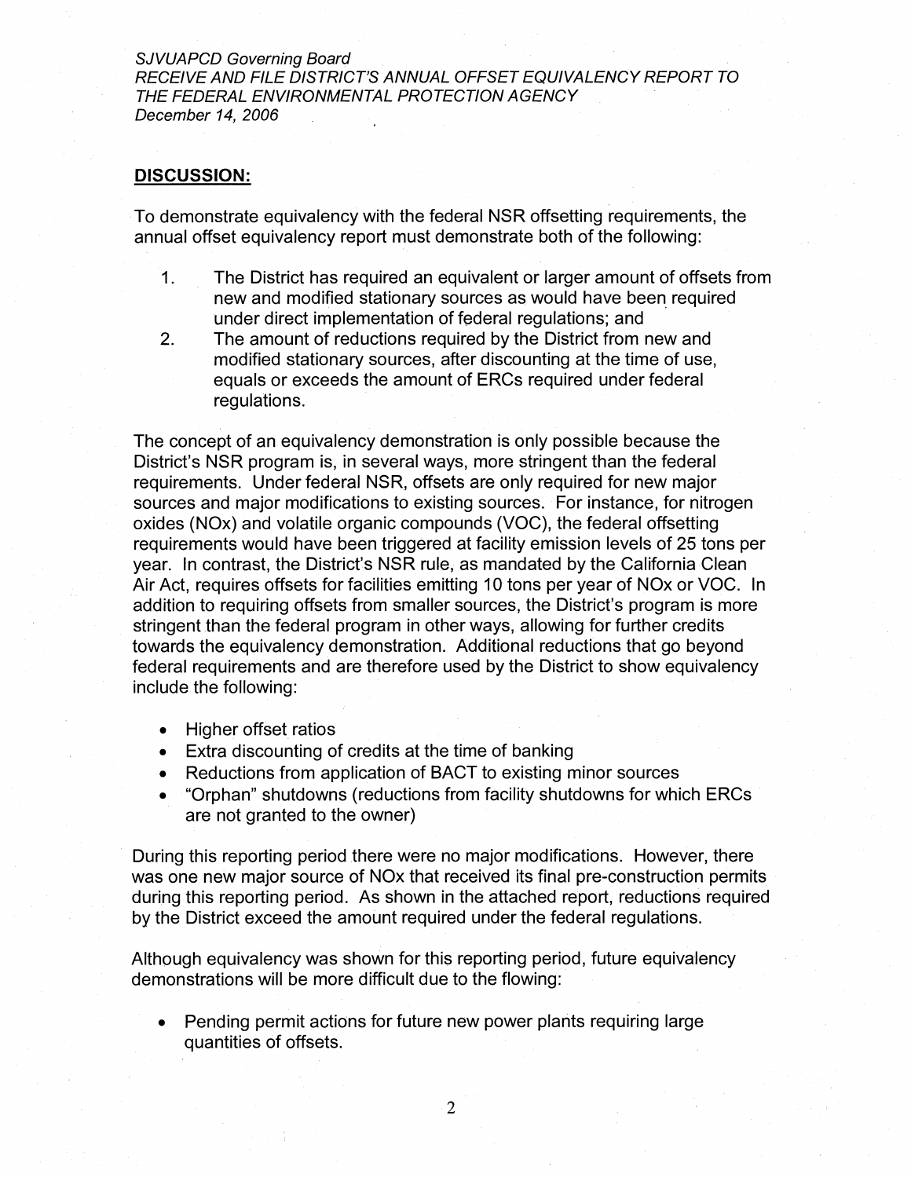## DISCUSSION:

To demonstrate equivalency with the federal NSR offsetting requirements, the annual offset equivalency report must demonstrate both of the following:

1. The District has required an equivalent or larger amount of offsets from new and modified stationary sources as would have been required under direct implementation of federal regulations; and
2. The amount of reductions required by the District from new and modified stationary sources, after discounting at the time of use, equals or exceeds the amount of ERCs required under federal regulations.

The concept of an equivalency demonstration is only possible because the District's NSR program is, in several ways, more stringent than the federal requirements. Under federal NSR, offsets are only required for new major sources and major modifications to existing sources. For instance, for nitrogen oxides (NOx) and volatile organic compounds (VOC), the federal offsetting requirements would have been triggered at facility emission levels of 25 tons per year. In contrast, the District's NSR rule, as mandated by the California Clean Air Act, requires offsets for facilities emitting 10 tons per year of NOx or VOC. In addition to requiring offsets from smaller sources, the District's program is more stringent than the federal program in other ways, allowing for further credits towards the equivalency demonstration. Additional reductions that go beyond federal requirements and are therefore used by the District to show equivalency include the following:

- Higher offset ratios
- Extra discounting of credits at the time of banking
- Reductions from application of BACT to existing minor sources
- "Orphan" shutdowns (reductions from facility shutdowns for which ERCs are not granted to the owner)

During this reporting period there were no major modifications. However, there was one new major source of NOx that received its final pre-construction permits during this reporting period. As shown in the attached report, reductions required by the District exceed the amount required under the federal regulations.

Although equivalency was shown for this reporting period, future equivalency demonstrations will be more difficult due to the flowing:

- Pending permit actions for future new power plants requiring large quantities of offsets.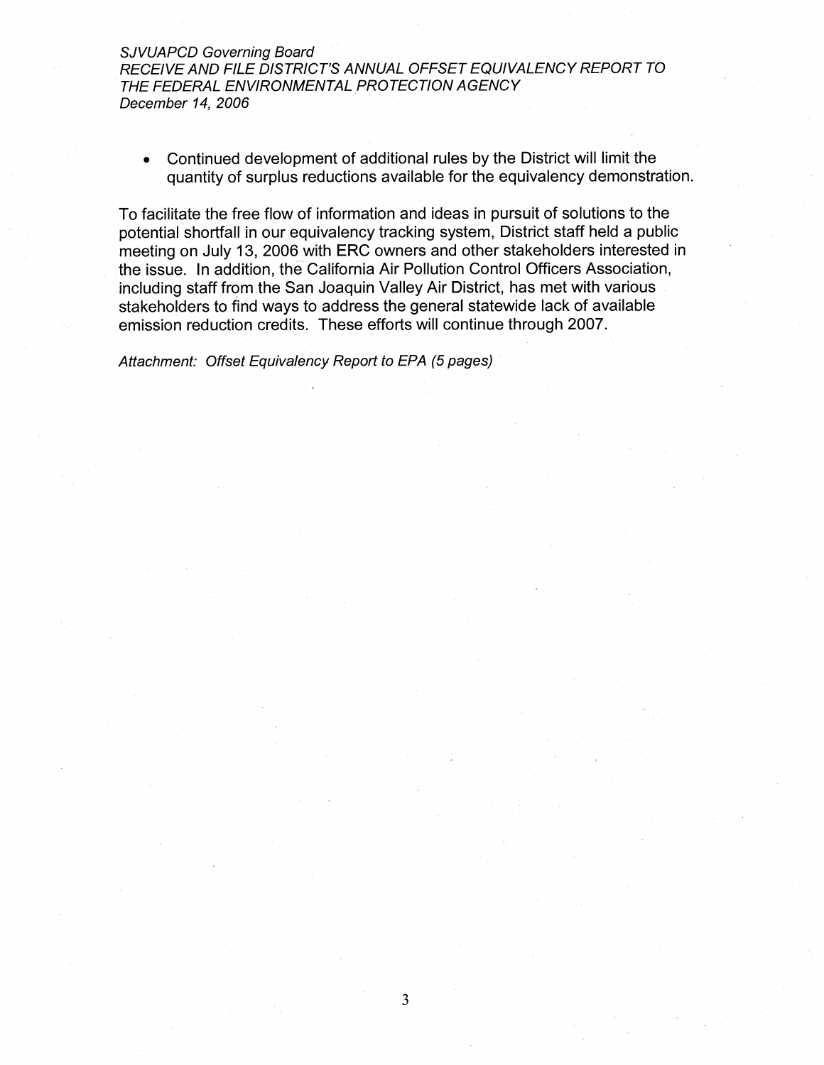- Continued development of additional rules by the District will limit the quantity of surplus reductions available for the equivalency demonstration.

To facilitate the free flow of information and ideas in pursuit of solutions to the potential shortfall in our equivalency tracking system, District staff held a public meeting on July 13, 2006 with ERC owners and other stakeholders interested in the issue. In addition, the California Air Pollution Control Officers Association, including staff from the San Joaquin Valley Air District, has met with various stakeholders to find ways to address the general statewide lack of available emission reduction credits. These efforts will continue through 2007.

*Attachment: Offset Equivalency Report to EPA (5 pages)*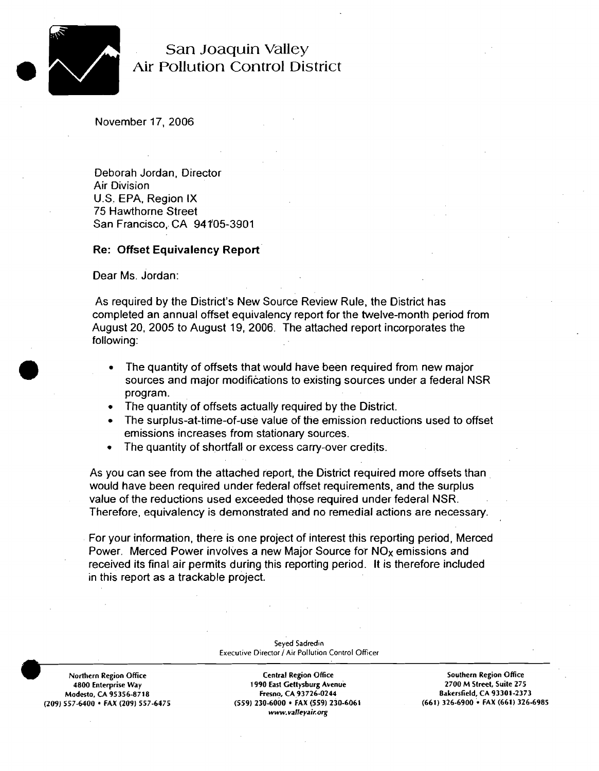# San Joaquin Valley Air Pollution Control District

November 17, 2006

Deborah Jordan, Director
Air Division
U.S. EPA, Region IX
75 Hawthorne Street
San Francisco, CA 94105-3901

**Re: Offset Equivalency Report**

Dear Ms. Jordan:

As required by the District's New Source Review Rule, the District has completed an annual offset equivalency report for the twelve-month period from August 20, 2005 to August 19, 2006. The attached report incorporates the following:

- The quantity of offsets that would have been required from new major sources and major modifications to existing sources under a federal NSR program.
- The quantity of offsets actually required by the District.
- The surplus-at-time-of-use value of the emission reductions used to offset emissions increases from stationary sources.
- The quantity of shortfall or excess carry-over credits.

As you can see from the attached report, the District required more offsets than would have been required under federal offset requirements, and the surplus value of the reductions used exceeded those required under federal NSR. Therefore, equivalency is demonstrated and no remedial actions are necessary.

For your information, there is one project of interest this reporting period, Merced Power. Merced Power involves a new Major Source for $NO_X$ emissions and received its final air permits during this reporting period. It is therefore included in this report as a trackable project.

Seyed Sadredin
Executive Director / Air Pollution Control Officer

Northern Region Office
4800 Enterprise Way
Modesto, CA 95356-8718
(209) 557-6400 • FAX (209) 557-6475

Central Region Office
1990 East Gettysburg Avenue
Fresno, CA 93726-0244
(559) 230-6000 • FAX (559) 230-6061
www.valleyair.org

Southern Region Office
2700 M Street, Suite 275
Bakersfield, CA 93301-2373
(661) 326-6900 • FAX (661) 326-6985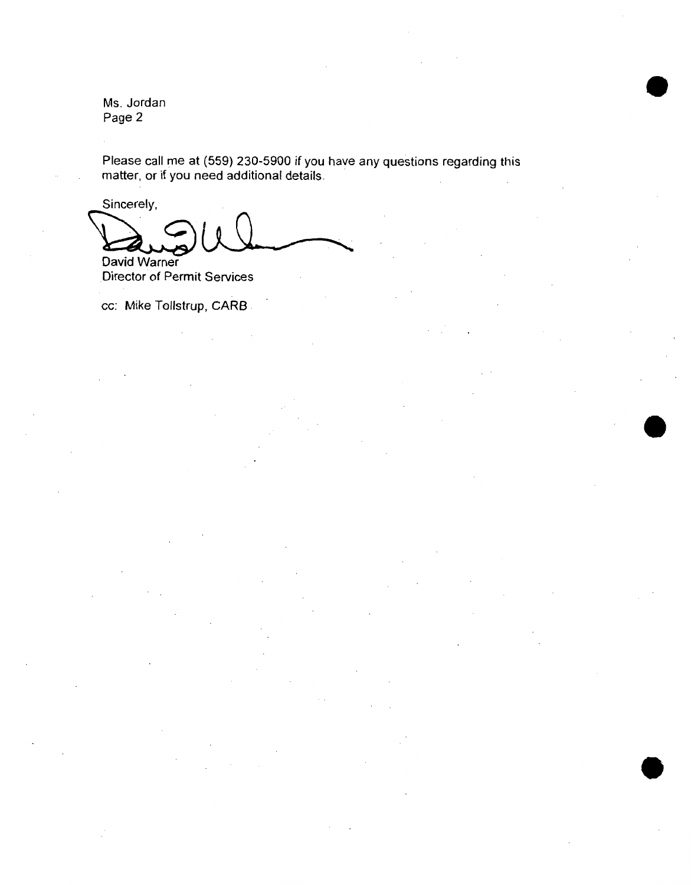Ms. Jordan
Page 2

Please call me at (559) 230-5900 if you have any questions regarding this matter, or if you need additional details.

Sincerely,

David Warner
Director of Permit Services

cc: Mike Tollstrup, CARB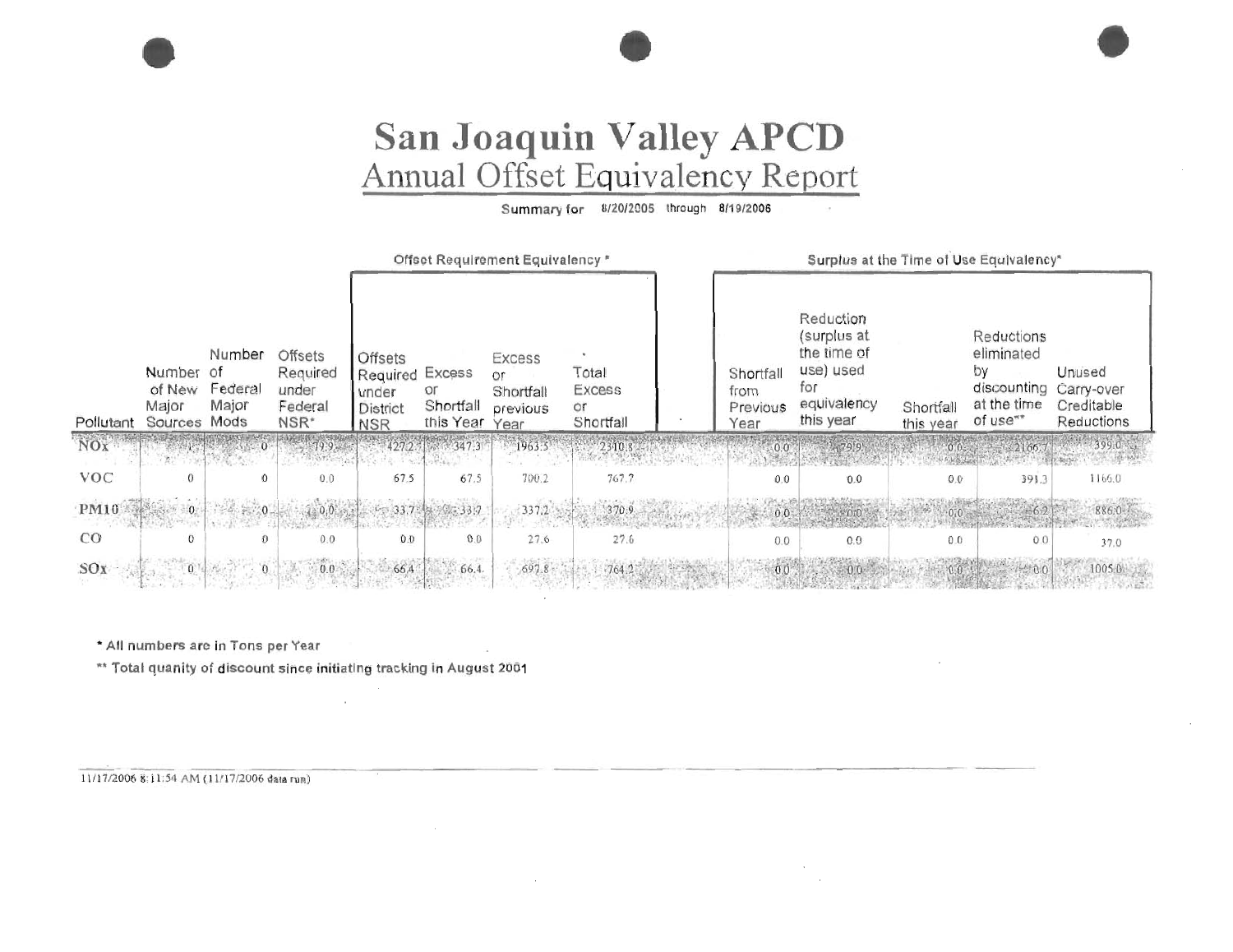# San Joaquin Valley APCD

## Annual Offset Equivalency Report

Summary for 8/20/2005 through 8/19/2006

| Pollutant | Number of New Major Sources | Number of Federal Major Mods | Offsets Required under Federal NSR* | Offset Requirement Equivalency * | | | | Surplus at the Time of Use Equivalency* | | | | |
|---|---|---|---|---|---|---|---|---|---|---|---|---|
| | | | | Offsets Required under District NSR | Excess or Shortfall this Year | Excess or Shortfall previous Year | Total Excess or Shortfall | Shortfall from Previous Year | Reduction (surplus at the time of use) used for equivalency this year | Shortfall this year | Reductions eliminated by discounting at the time of use** | Unused Carry-over Creditable Reductions |
| NOx | 1 | 0 | 79.9 | 427.2 | 347.3 | 1963.5 | 2310.8 | 0.0 | 79.9 | 0.0 | 2166.7 | 399.0 |
| VOC | 0 | 0 | 0.0 | 67.5 | 67.5 | 700.2 | 767.7 | 0.0 | 0.0 | 0.0 | 391.3 | 1166.0 |
| PM10 | 0 | 0 | 0.0 | 33.7 | 33.7 | 337.2 | 370.9 | 0.0 | 0.0 | 0.0 | 6.2 | 886.0 |
| CO | 0 | 0 | 0.0 | 0.0 | 0.0 | 27.6 | 27.6 | 0.0 | 0.0 | 0.0 | 0.0 | 37.0 |
| SOx | 0 | 0 | 0.0 | 66.4 | 66.4 | 697.8 | 764.2 | 0.0 | 0.0 | 0.0 | 0.0 | 1005.0 |

\* All numbers are in Tons per Year

\*\* Total quanity of discount since initiating tracking in August 2001

11/17/2006 8:11:54 AM (11/17/2006 data run)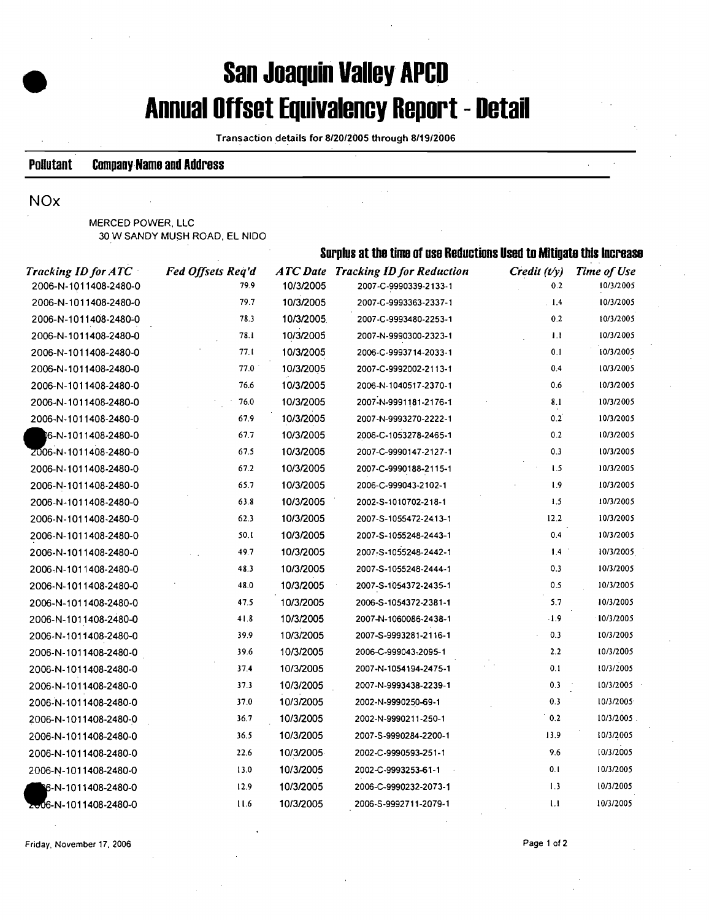# San Joaquin Valley APCD
# Annual Offset Equivalency Report - Detail

**Transaction details for 8/20/2005 through 8/19/2006**

**Pollutant** **Company Name and Address**

NOx

MERCED POWER, LLC
30 W SANDY MUSH ROAD, EL NIDO

| | | | Surplus at the time of use Reductions Used to Mitigate this Increase | | |
|---|---|---|---|---|---|
| *Tracking ID for ATC* | *Fed Offsets Req'd* | *ATC Date* | *Tracking ID for Reduction* | *Credit (t/y)* | *Time of Use* |
| 2006-N-1011408-2480-0 | 79.9 | 10/3/2005 | 2007-C-9990339-2133-1 | 0.2 | 10/3/2005 |
| 2006-N-1011408-2480-0 | 79.7 | 10/3/2005 | 2007-C-9993363-2337-1 | 1.4 | 10/3/2005 |
| 2006-N-1011408-2480-0 | 78.3 | 10/3/2005 | 2007-C-9993480-2253-1 | 0.2 | 10/3/2005 |
| 2006-N-1011408-2480-0 | 78.1 | 10/3/2005 | 2007-N-9990300-2323-1 | 1.1 | 10/3/2005 |
| 2006-N-1011408-2480-0 | 77.1 | 10/3/2005 | 2006-C-9993714-2033-1 | 0.1 | 10/3/2005 |
| 2006-N-1011408-2480-0 | 77.0 | 10/3/2005 | 2007-C-9992002-2113-1 | 0.4 | 10/3/2005 |
| 2006-N-1011408-2480-0 | 76.6 | 10/3/2005 | 2006-N-1040517-2370-1 | 0.6 | 10/3/2005 |
| 2006-N-1011408-2480-0 | 76.0 | 10/3/2005 | 2007-N-9991181-2176-1 | 8.1 | 10/3/2005 |
| 2006-N-1011408-2480-0 | 67.9 | 10/3/2005 | 2007-N-9993270-2222-1 | 0.2 | 10/3/2005 |
| 2006-N-1011408-2480-0 | 67.7 | 10/3/2005 | 2006-C-1053278-2465-1 | 0.2 | 10/3/2005 |
| 2006-N-1011408-2480-0 | 67.5 | 10/3/2005 | 2007-C-9990147-2127-1 | 0.3 | 10/3/2005 |
| 2006-N-1011408-2480-0 | 67.2 | 10/3/2005 | 2007-C-9990188-2115-1 | 1.5 | 10/3/2005 |
| 2006-N-1011408-2480-0 | 65.7 | 10/3/2005 | 2006-C-999043-2102-1 | 1.9 | 10/3/2005 |
| 2006-N-1011408-2480-0 | 63.8 | 10/3/2005 | 2002-S-1010702-218-1 | 1.5 | 10/3/2005 |
| 2006-N-1011408-2480-0 | 62.3 | 10/3/2005 | 2007-S-1055472-2413-1 | 12.2 | 10/3/2005 |
| 2006-N-1011408-2480-0 | 50.1 | 10/3/2005 | 2007-S-1055248-2443-1 | 0.4 | 10/3/2005 |
| 2006-N-1011408-2480-0 | 49.7 | 10/3/2005 | 2007-S-1055248-2442-1 | 1.4 | 10/3/2005 |
| 2006-N-1011408-2480-0 | 48.3 | 10/3/2005 | 2007-S-1055248-2444-1 | 0.3 | 10/3/2005 |
| 2006-N-1011408-2480-0 | 48.0 | 10/3/2005 | 2007-S-1054372-2435-1 | 0.5 | 10/3/2005 |
| 2006-N-1011408-2480-0 | 47.5 | 10/3/2005 | 2006-S-1054372-2381-1 | 5.7 | 10/3/2005 |
| 2006-N-1011408-2480-0 | 41.8 | 10/3/2005 | 2007-N-1060086-2438-1 | 1.9 | 10/3/2005 |
| 2006-N-1011408-2480-0 | 39.9 | 10/3/2005 | 2007-S-9993281-2116-1 | 0.3 | 10/3/2005 |
| 2006-N-1011408-2480-0 | 39.6 | 10/3/2005 | 2006-C-999043-2095-1 | 2.2 | 10/3/2005 |
| 2006-N-1011408-2480-0 | 37.4 | 10/3/2005 | 2007-N-1054194-2475-1 | 0.1 | 10/3/2005 |
| 2006-N-1011408-2480-0 | 37.3 | 10/3/2005 | 2007-N-9993438-2239-1 | 0.3 | 10/3/2005 |
| 2006-N-1011408-2480-0 | 37.0 | 10/3/2005 | 2002-N-9990250-69-1 | 0.3 | 10/3/2005 |
| 2006-N-1011408-2480-0 | 36.7 | 10/3/2005 | 2002-N-9990211-250-1 | 0.2 | 10/3/2005 |
| 2006-N-1011408-2480-0 | 36.5 | 10/3/2005 | 2007-S-9990284-2200-1 | 13.9 | 10/3/2005 |
| 2006-N-1011408-2480-0 | 22.6 | 10/3/2005 | 2002-C-9990593-251-1 | 9.6 | 10/3/2005 |
| 2006-N-1011408-2480-0 | 13.0 | 10/3/2005 | 2002-C-9993253-61-1 | 0.1 | 10/3/2005 |
| 2006-N-1011408-2480-0 | 12.9 | 10/3/2005 | 2006-C-9990232-2073-1 | 1.3 | 10/3/2005 |
| 2006-N-1011408-2480-0 | 11.6 | 10/3/2005 | 2006-S-9992711-2079-1 | 1.1 | 10/3/2005 |

Friday, November 17, 2006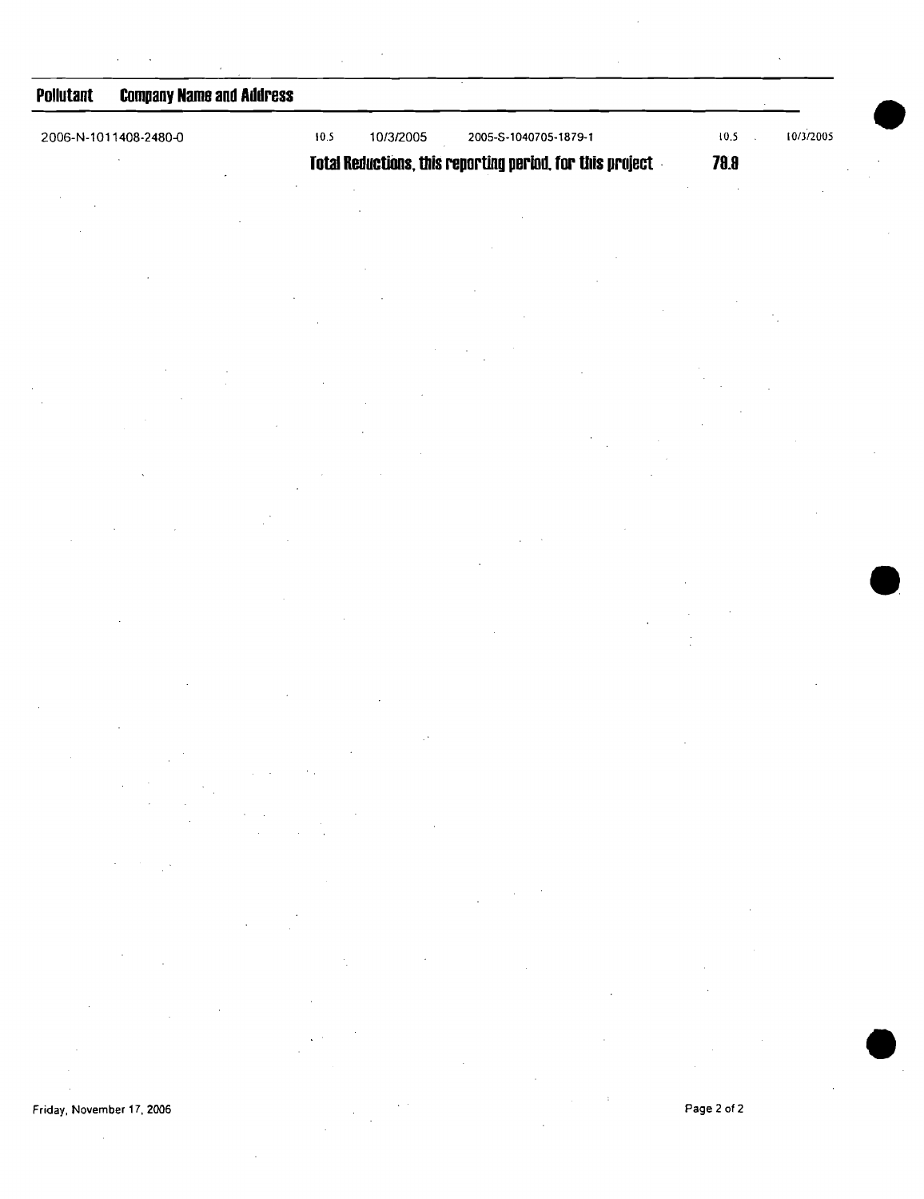| Pollutant | Company Name and Address | | | | | |
|---|---|---|---|---|---|---|
| 2006-N-1011408-2480-0 | | 10.5 | 10/3/2005 | 2005-S-1040705-1879-1 | 10.5 | 10/3/2005 |

**Total Reductions, this reporting period, for this project** **78.8**

Friday, November 17, 2006